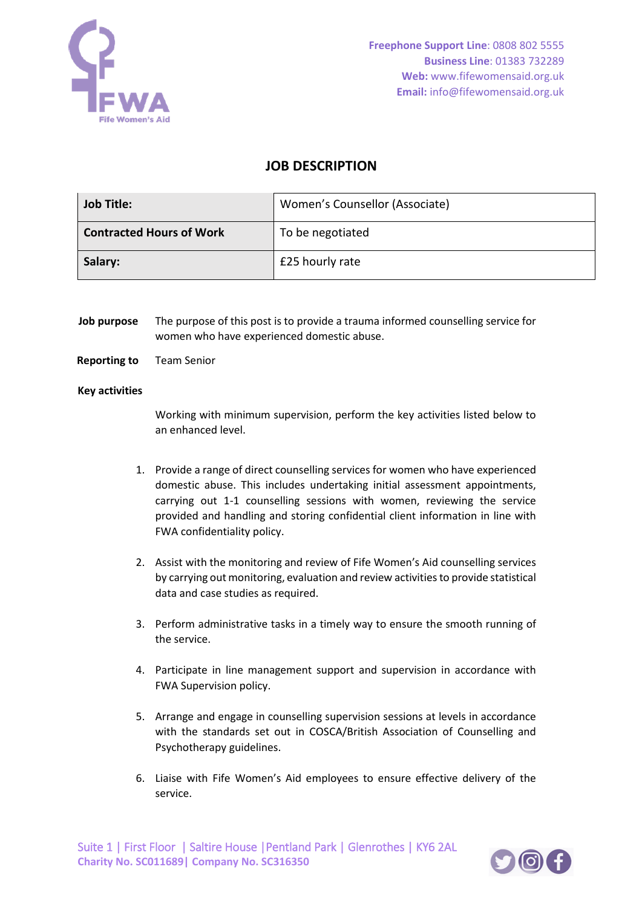Freephone Support Line: 0808 802 5555
Business Line: 01383 732289
Web: www.fifewomensaid.org.uk
Email: info@fifewomensaid.org.uk

# JOB DESCRIPTION

| Job Title: | Women's Counsellor (Associate) |
|---|---|
| Contracted Hours of Work | To be negotiated |
| Salary: | £25 hourly rate |

**Job purpose** The purpose of this post is to provide a trauma informed counselling service for women who have experienced domestic abuse.

**Reporting to** Team Senior

**Key activities**

Working with minimum supervision, perform the key activities listed below to an enhanced level.

1. Provide a range of direct counselling services for women who have experienced domestic abuse. This includes undertaking initial assessment appointments, carrying out 1-1 counselling sessions with women, reviewing the service provided and handling and storing confidential client information in line with FWA confidentiality policy.

2. Assist with the monitoring and review of Fife Women's Aid counselling services by carrying out monitoring, evaluation and review activities to provide statistical data and case studies as required.

3. Perform administrative tasks in a timely way to ensure the smooth running of the service.

4. Participate in line management support and supervision in accordance with FWA Supervision policy.

5. Arrange and engage in counselling supervision sessions at levels in accordance with the standards set out in COSCA/British Association of Counselling and Psychotherapy guidelines.

6. Liaise with Fife Women's Aid employees to ensure effective delivery of the service.

Suite 1 | First Floor | Saltire House | Pentland Park | Glenrothes | KY6 2AL
Charity No. SC011689 | Company No. SC316350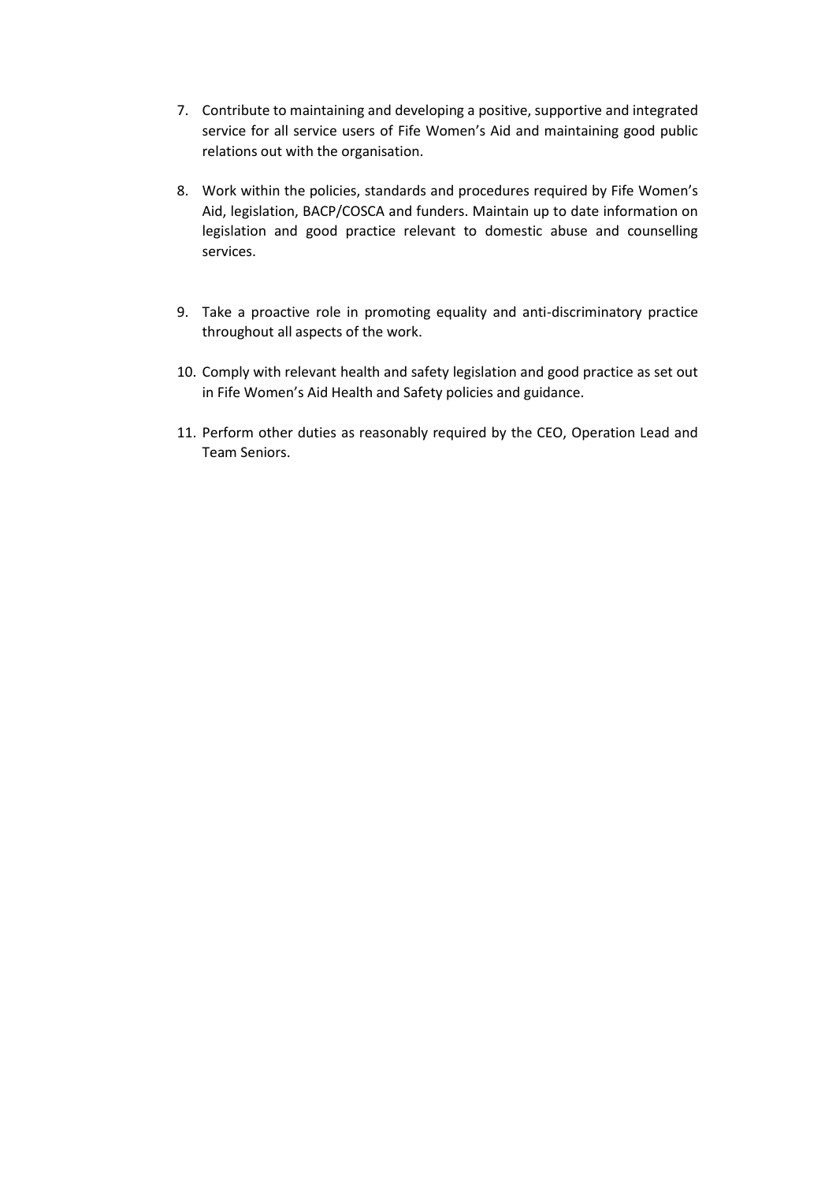7. Contribute to maintaining and developing a positive, supportive and integrated service for all service users of Fife Women's Aid and maintaining good public relations out with the organisation.

8. Work within the policies, standards and procedures required by Fife Women's Aid, legislation, BACP/COSCA and funders. Maintain up to date information on legislation and good practice relevant to domestic abuse and counselling services.

9. Take a proactive role in promoting equality and anti-discriminatory practice throughout all aspects of the work.

10. Comply with relevant health and safety legislation and good practice as set out in Fife Women's Aid Health and Safety policies and guidance.

11. Perform other duties as reasonably required by the CEO, Operation Lead and Team Seniors.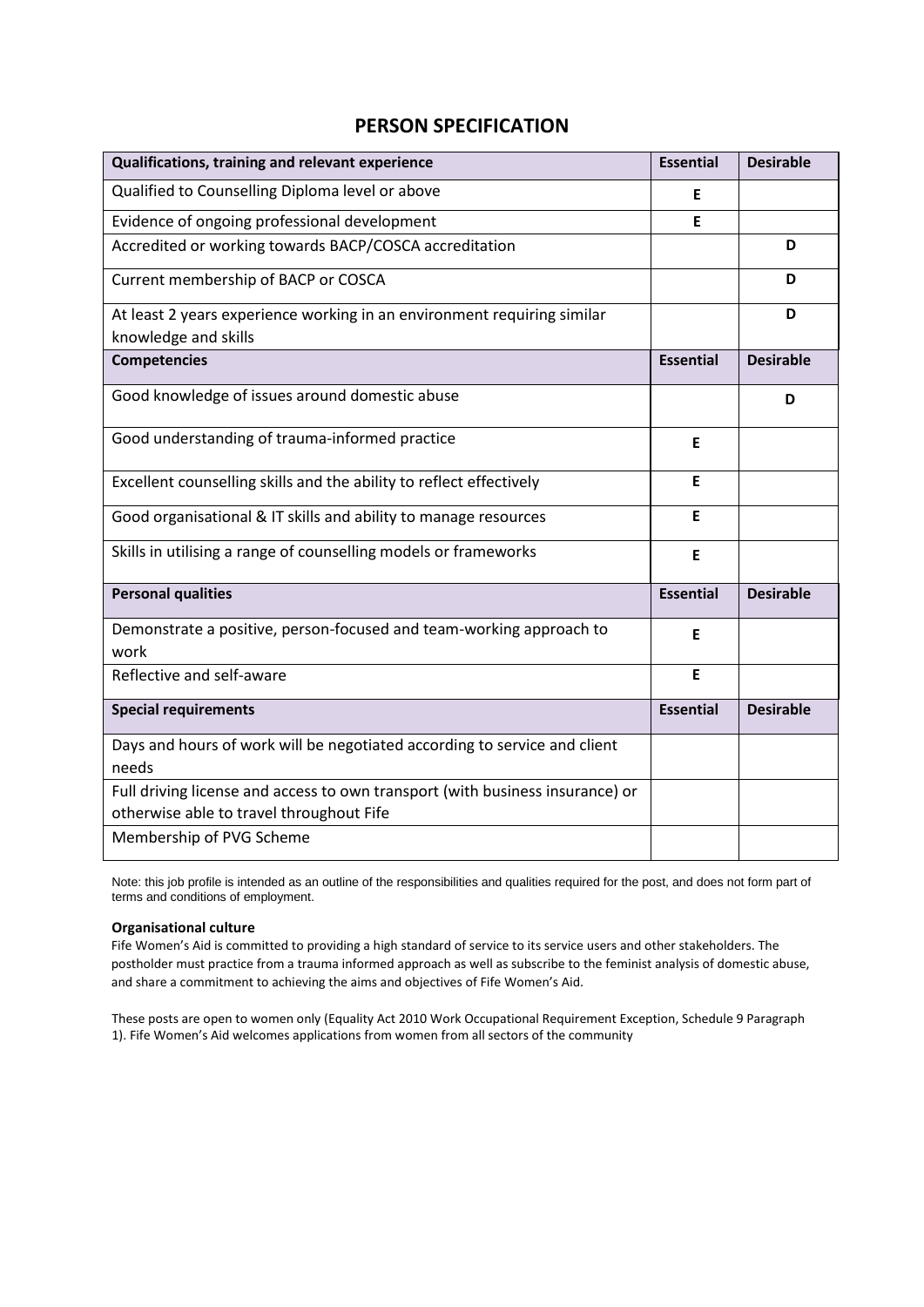# PERSON SPECIFICATION

| **Qualifications, training and relevant experience** | **Essential** | **Desirable** |
|---|---|---|
| Qualified to Counselling Diploma level or above | **E** | |
| Evidence of ongoing professional development | **E** | |
| Accredited or working towards BACP/COSCA accreditation | | **D** |
| Current membership of BACP or COSCA | | **D** |
| At least 2 years experience working in an environment requiring similar knowledge and skills | | **D** |
| **Competencies** | **Essential** | **Desirable** |
| Good knowledge of issues around domestic abuse | | **D** |
| Good understanding of trauma-informed practice | **E** | |
| Excellent counselling skills and the ability to reflect effectively | **E** | |
| Good organisational & IT skills and ability to manage resources | **E** | |
| Skills in utilising a range of counselling models or frameworks | **E** | |
| **Personal qualities** | **Essential** | **Desirable** |
| Demonstrate a positive, person-focused and team-working approach to work | **E** | |
| Reflective and self-aware | **E** | |
| **Special requirements** | **Essential** | **Desirable** |
| Days and hours of work will be negotiated according to service and client needs | | |
| Full driving license and access to own transport (with business insurance) or otherwise able to travel throughout Fife | | |
| Membership of PVG Scheme | | |

Note: this job profile is intended as an outline of the responsibilities and qualities required for the post, and does not form part of terms and conditions of employment.

**Organisational culture**

Fife Women's Aid is committed to providing a high standard of service to its service users and other stakeholders. The postholder must practice from a trauma informed approach as well as subscribe to the feminist analysis of domestic abuse, and share a commitment to achieving the aims and objectives of Fife Women's Aid.

These posts are open to women only (Equality Act 2010 Work Occupational Requirement Exception, Schedule 9 Paragraph 1). Fife Women's Aid welcomes applications from women from all sectors of the community